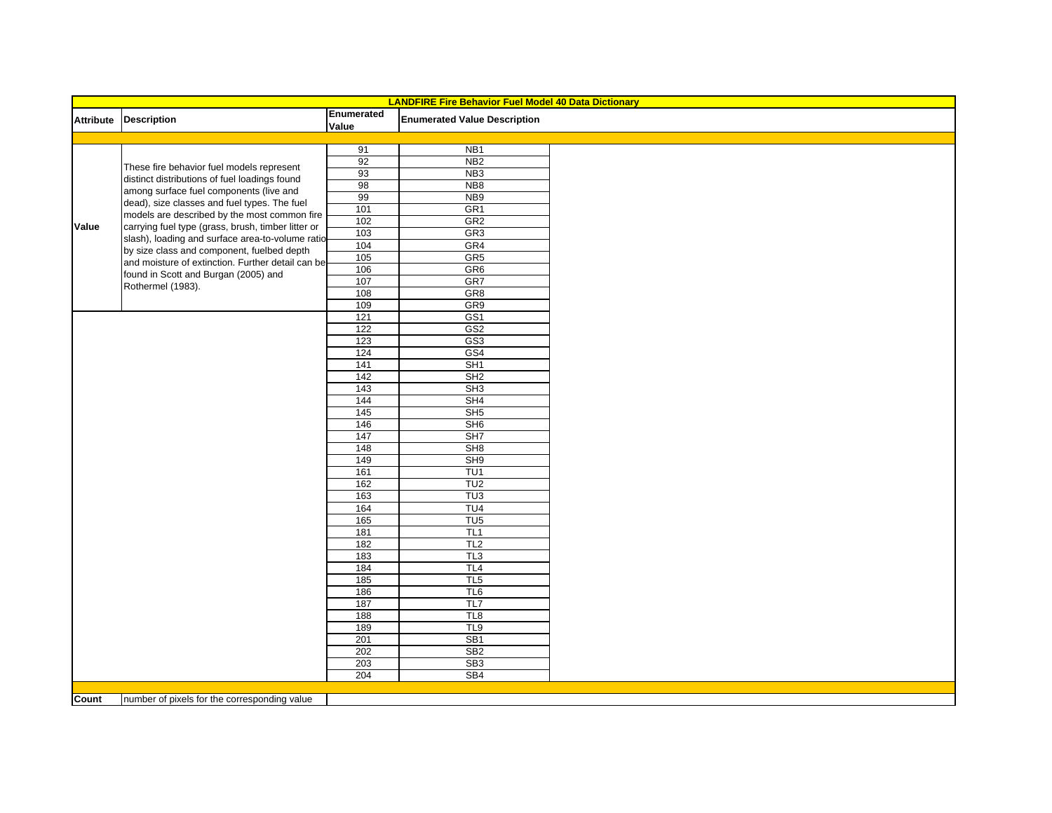## LANDFIRE Fire Behavior Fuel Model 40 Data Dictionary

| Attribute | Description | Enumerated Value | Enumerated Value Description |
|---|---|---|---|
| Value | These fire behavior fuel models represent distinct distributions of fuel loadings found among surface fuel components (live and dead), size classes and fuel types. The fuel models are described by the most common fire carrying fuel type (grass, brush, timber litter or slash), loading and surface area-to-volume ratio by size class and component, fuelbed depth and moisture of extinction. Further detail can be found in Scott and Burgan (2005) and Rothermel (1983). | 91 | NB1 |
| | | 92 | NB2 |
| | | 93 | NB3 |
| | | 98 | NB8 |
| | | 99 | NB9 |
| | | 101 | GR1 |
| | | 102 | GR2 |
| | | 103 | GR3 |
| | | 104 | GR4 |
| | | 105 | GR5 |
| | | 106 | GR6 |
| | | 107 | GR7 |
| | | 108 | GR8 |
| | | 109 | GR9 |
| | | 121 | GS1 |
| | | 122 | GS2 |
| | | 123 | GS3 |
| | | 124 | GS4 |
| | | 141 | SH1 |
| | | 142 | SH2 |
| | | 143 | SH3 |
| | | 144 | SH4 |
| | | 145 | SH5 |
| | | 146 | SH6 |
| | | 147 | SH7 |
| | | 148 | SH8 |
| | | 149 | SH9 |
| | | 161 | TU1 |
| | | 162 | TU2 |
| | | 163 | TU3 |
| | | 164 | TU4 |
| | | 165 | TU5 |
| | | 181 | TL1 |
| | | 182 | TL2 |
| | | 183 | TL3 |
| | | 184 | TL4 |
| | | 185 | TL5 |
| | | 186 | TL6 |
| | | 187 | TL7 |
| | | 188 | TL8 |
| | | 189 | TL9 |
| | | 201 | SB1 |
| | | 202 | SB2 |
| | | 203 | SB3 |
| | | 204 | SB4 |
| Count | number of pixels for the corresponding value | | |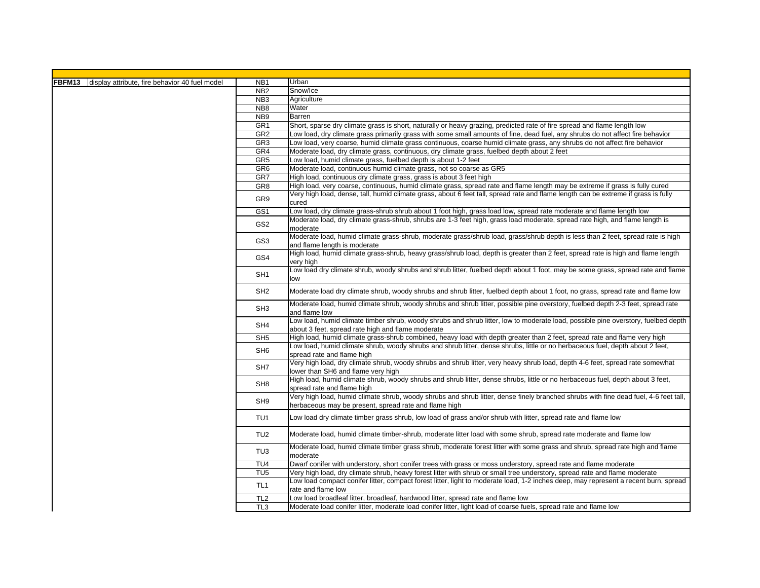| | | | |
|---|---|---|---|
| **FBFM13** | display attribute, fire behavior 40 fuel model | NB1 | Urban |
| | | NB2 | Snow/Ice |
| | | NB3 | Agriculture |
| | | NB8 | Water |
| | | NB9 | Barren |
| | | GR1 | Short, sparse dry climate grass is short, naturally or heavy grazing, predicted rate of fire spread and flame length low |
| | | GR2 | Low load, dry climate grass primarily grass with some small amounts of fine, dead fuel, any shrubs do not affect fire behavior |
| | | GR3 | Low load, very coarse, humid climate grass continuous, coarse humid climate grass, any shrubs do not affect fire behavior |
| | | GR4 | Moderate load, dry climate grass, continuous, dry climate grass, fuelbed depth about 2 feet |
| | | GR5 | Low load, humid climate grass, fuelbed depth is about 1-2 feet |
| | | GR6 | Moderate load, continuous humid climate grass, not so coarse as GR5 |
| | | GR7 | High load, continuous dry climate grass, grass is about 3 feet high |
| | | GR8 | High load, very coarse, continuous, humid climate grass, spread rate and flame length may be extreme if grass is fully cured |
| | | GR9 | Very high load, dense, tall, humid climate grass, about 6 feet tall, spread rate and flame length can be extreme if grass is fully cured |
| | | GS1 | Low load, dry climate grass-shrub shrub about 1 foot high, grass load low, spread rate moderate and flame length low |
| | | GS2 | Moderate load, dry climate grass-shrub, shrubs are 1-3 feet high, grass load moderate, spread rate high, and flame length is moderate |
| | | GS3 | Moderate load, humid climate grass-shrub, moderate grass/shrub load, grass/shrub depth is less than 2 feet, spread rate is high and flame length is moderate |
| | | GS4 | High load, humid climate grass-shrub, heavy grass/shrub load, depth is greater than 2 feet, spread rate is high and flame length very high |
| | | SH1 | Low load dry climate shrub, woody shrubs and shrub litter, fuelbed depth about 1 foot, may be some grass, spread rate and flame low |
| | | SH2 | Moderate load dry climate shrub, woody shrubs and shrub litter, fuelbed depth about 1 foot, no grass, spread rate and flame low |
| | | SH3 | Moderate load, humid climate shrub, woody shrubs and shrub litter, possible pine overstory, fuelbed depth 2-3 feet, spread rate and flame low |
| | | SH4 | Low load, humid climate timber shrub, woody shrubs and shrub litter, low to moderate load, possible pine overstory, fuelbed depth about 3 feet, spread rate high and flame moderate |
| | | SH5 | High load, humid climate grass-shrub combined, heavy load with depth greater than 2 feet, spread rate and flame very high |
| | | SH6 | Low load, humid climate shrub, woody shrubs and shrub litter, dense shrubs, little or no herbaceous fuel, depth about 2 feet, spread rate and flame high |
| | | SH7 | Very high load, dry climate shrub, woody shrubs and shrub litter, very heavy shrub load, depth 4-6 feet, spread rate somewhat lower than SH6 and flame very high |
| | | SH8 | High load, humid climate shrub, woody shrubs and shrub litter, dense shrubs, little or no herbaceous fuel, depth about 3 feet, spread rate and flame high |
| | | SH9 | Very high load, humid climate shrub, woody shrubs and shrub litter, dense finely branched shrubs with fine dead fuel, 4-6 feet tall, herbaceous may be present, spread rate and flame high |
| | | TU1 | Low load dry climate timber grass shrub, low load of grass and/or shrub with litter, spread rate and flame low |
| | | TU2 | Moderate load, humid climate timber-shrub, moderate litter load with some shrub, spread rate moderate and flame low |
| | | TU3 | Moderate load, humid climate timber grass shrub, moderate forest litter with some grass and shrub, spread rate high and flame moderate |
| | | TU4 | Dwarf conifer with understory, short conifer trees with grass or moss understory, spread rate and flame moderate |
| | | TU5 | Very high load, dry climate shrub, heavy forest litter with shrub or small tree understory, spread rate and flame moderate |
| | | TL1 | Low load compact conifer litter, compact forest litter, light to moderate load, 1-2 inches deep, may represent a recent burn, spread rate and flame low |
| | | TL2 | Low load broadleaf litter, broadleaf, hardwood litter, spread rate and flame low |
| | | TL3 | Moderate load conifer litter, moderate load conifer litter, light load of coarse fuels, spread rate and flame low |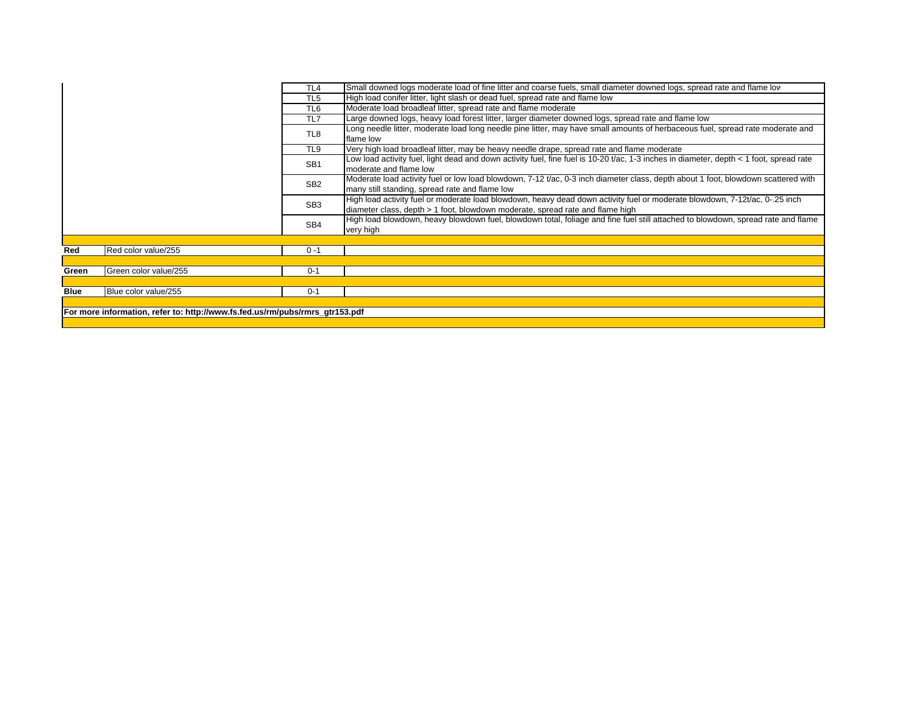| | | | |
|---|---|---|---|
| | | TL4 | Small downed logs moderate load of fine litter and coarse fuels, small diameter downed logs, spread rate and flame low |
| | | TL5 | High load conifer litter, light slash or dead fuel, spread rate and flame low |
| | | TL6 | Moderate load broadleaf litter, spread rate and flame moderate |
| | | TL7 | Large downed logs, heavy load forest litter, larger diameter downed logs, spread rate and flame low |
| | | TL8 | Long needle litter, moderate load long needle pine litter, may have small amounts of herbaceous fuel, spread rate moderate and flame low |
| | | TL9 | Very high load broadleaf litter, may be heavy needle drape, spread rate and flame moderate |
| | | SB1 | Low load activity fuel, light dead and down activity fuel, fine fuel is 10-20 t/ac, 1-3 inches in diameter, depth < 1 foot, spread rate moderate and flame low |
| | | SB2 | Moderate load activity fuel or low load blowdown, 7-12 t/ac, 0-3 inch diameter class, depth about 1 foot, blowdown scattered with many still standing, spread rate and flame low |
| | | SB3 | High load activity fuel or moderate load blowdown, heavy dead down activity fuel or moderate blowdown, 7-12t/ac, 0-.25 inch diameter class, depth > 1 foot, blowdown moderate, spread rate and flame high |
| | | SB4 | High load blowdown, heavy blowdown fuel, blowdown total, foliage and fine fuel still attached to blowdown, spread rate and flame very high |
| | | | |
| **Red** | Red color value/255 | 0 -1 | |
| | | | |
| **Green** | Green color value/255 | 0-1 | |
| | | | |
| **Blue** | Blue color value/255 | 0-1 | |
| | | | |

**For more information, refer to: http://www.fs.fed.us/rm/pubs/rmrs_gtr153.pdf**